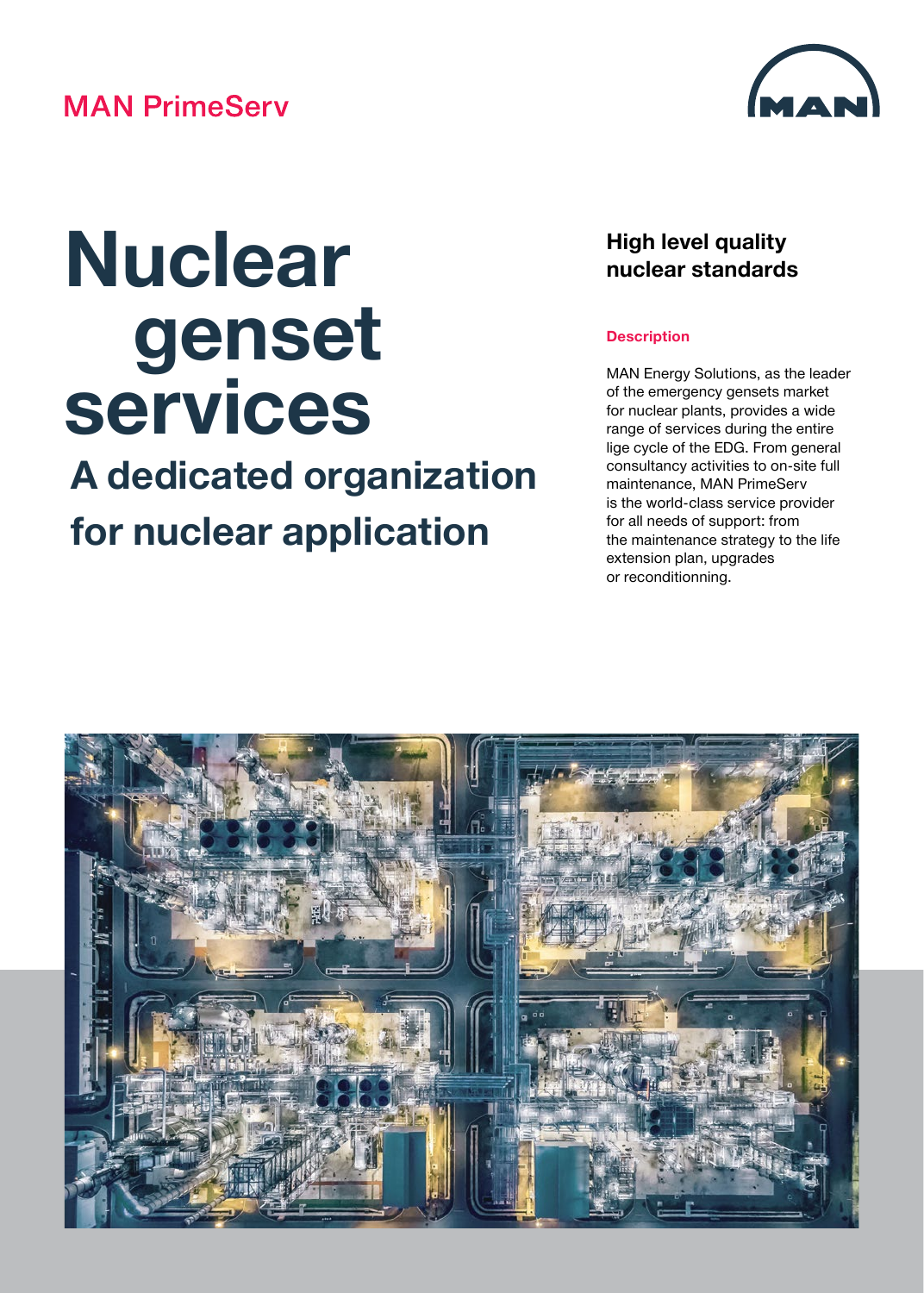MAN PrimeServ

# Nuclear genset services

## A dedicated organization for nuclear application

## High level quality nuclear standards

### Description

MAN Energy Solutions, as the leader of the emergency gensets market for nuclear plants, provides a wide range of services during the entire lige cycle of the EDG. From general consultancy activities to on-site full maintenance, MAN PrimeServ is the world-class service provider for all needs of support: from the maintenance strategy to the life extension plan, upgrades or reconditionning.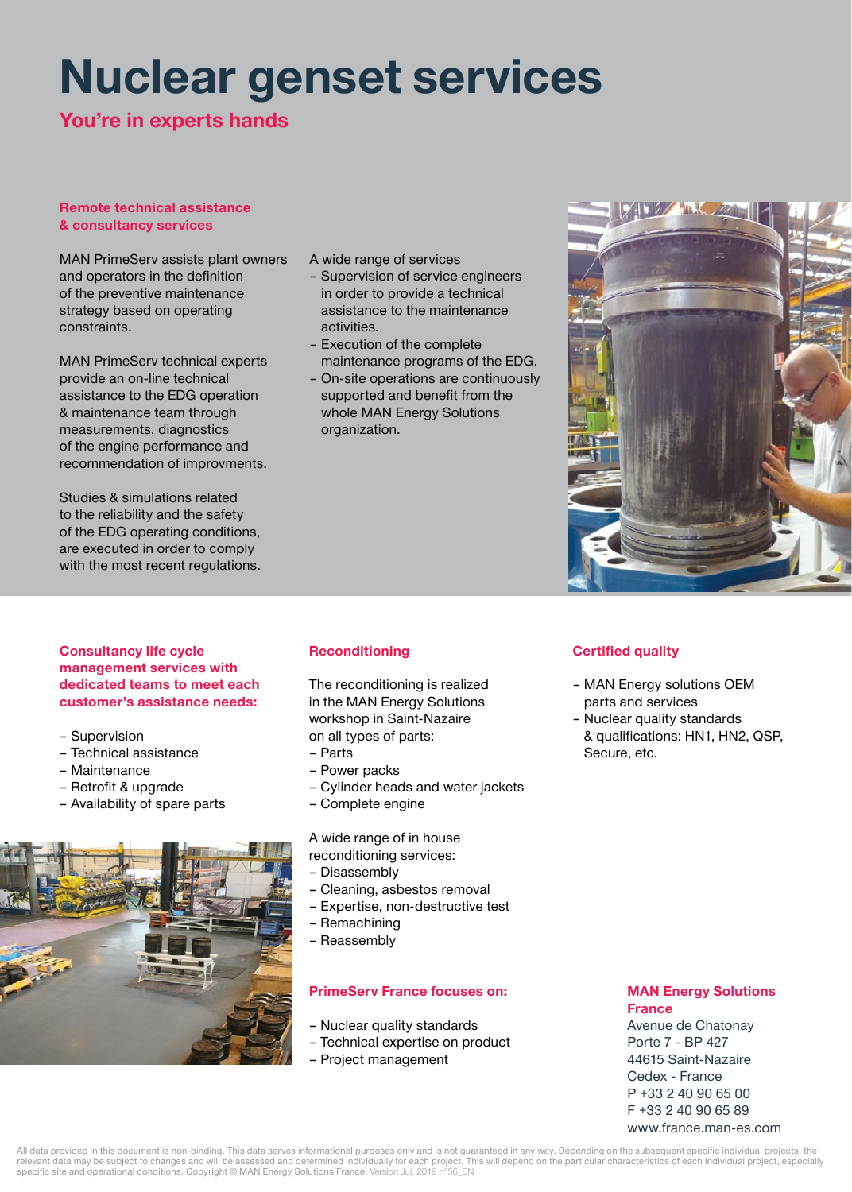# Nuclear genset services

## You're in experts hands

### Remote technical assistance & consultancy services

MAN PrimeServ assists plant owners and operators in the definition of the preventive maintenance strategy based on operating constraints.

MAN PrimeServ technical experts provide an on-line technical assistance to the EDG operation & maintenance team through measurements, diagnostics of the engine performance and recommendation of improvments.

Studies & simulations related to the reliability and the safety of the EDG operating conditions, are executed in order to comply with the most recent regulations.

A wide range of services
- Supervision of service engineers in order to provide a technical assistance to the maintenance activities.
- Execution of the complete maintenance programs of the EDG.
- On-site operations are continuously supported and benefit from the whole MAN Energy Solutions organization.

### Consultancy life cycle management services with dedicated teams to meet each customer's assistance needs:

- Supervision
- Technical assistance
- Maintenance
- Retrofit & upgrade
- Availability of spare parts

### Reconditioning

The reconditioning is realized in the MAN Energy Solutions workshop in Saint-Nazaire on all types of parts:
- Parts
- Power packs
- Cylinder heads and water jackets
- Complete engine

A wide range of in house reconditioning services:
- Disassembly
- Cleaning, asbestos removal
- Expertise, non-destructive test
- Remachining
- Reassembly

### PrimeServ France focuses on:

- Nuclear quality standards
- Technical expertise on product
- Project management

### Certified quality

- MAN Energy solutions OEM parts and services
- Nuclear quality standards & qualifications: HN1, HN2, QSP, Secure, etc.

**MAN Energy Solutions France**
Avenue de Chatonay
Porte 7 - BP 427
44615 Saint-Nazaire
Cedex - France
P +33 2 40 90 65 00
F +33 2 40 90 65 89
www.france.man-es.com

All data provided in this document is non-binding. This data serves informational purposes only and is not guaranteed in any way. Depending on the subsequent specific individual projects, the relevant data may be subject to changes and will be assessed and determined individually for each project. This will depend on the particular characteristics of each individual project, especially specific site and operational conditions. Copyright © MAN Energy Solutions France. Version Jul. 2019 n°56_EN